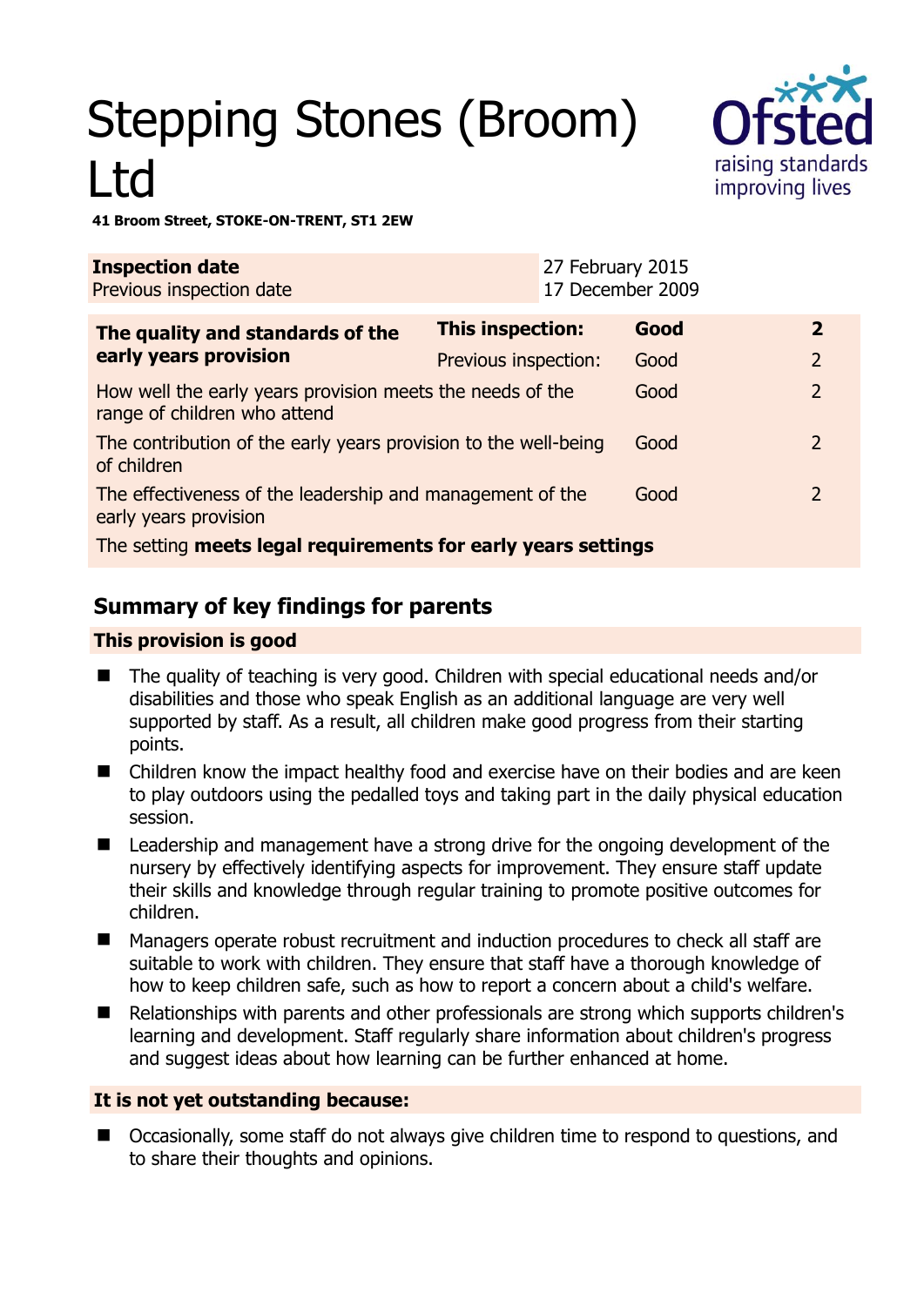# Stepping Stones (Broom) Ltd

**41 Broom Street, STOKE-ON-TRENT, ST1 2EW**

| **Inspection date** | 27 February 2015 |
|---|---|
| Previous inspection date | 17 December 2009 |

| **The quality and standards of the early years provision** | **This inspection:** | **Good** | **2** |
|---|---|---|---|
| | Previous inspection: | Good | 2 |
| How well the early years provision meets the needs of the range of children who attend | | Good | 2 |
| The contribution of the early years provision to the well-being of children | | Good | 2 |
| The effectiveness of the leadership and management of the early years provision | | Good | 2 |
| The setting **meets legal requirements for early years settings** | | | |

## Summary of key findings for parents

### This provision is good

- The quality of teaching is very good. Children with special educational needs and/or disabilities and those who speak English as an additional language are very well supported by staff. As a result, all children make good progress from their starting points.
- Children know the impact healthy food and exercise have on their bodies and are keen to play outdoors using the pedalled toys and taking part in the daily physical education session.
- Leadership and management have a strong drive for the ongoing development of the nursery by effectively identifying aspects for improvement. They ensure staff update their skills and knowledge through regular training to promote positive outcomes for children.
- Managers operate robust recruitment and induction procedures to check all staff are suitable to work with children. They ensure that staff have a thorough knowledge of how to keep children safe, such as how to report a concern about a child's welfare.
- Relationships with parents and other professionals are strong which supports children's learning and development. Staff regularly share information about children's progress and suggest ideas about how learning can be further enhanced at home.

### It is not yet outstanding because:

- Occasionally, some staff do not always give children time to respond to questions, and to share their thoughts and opinions.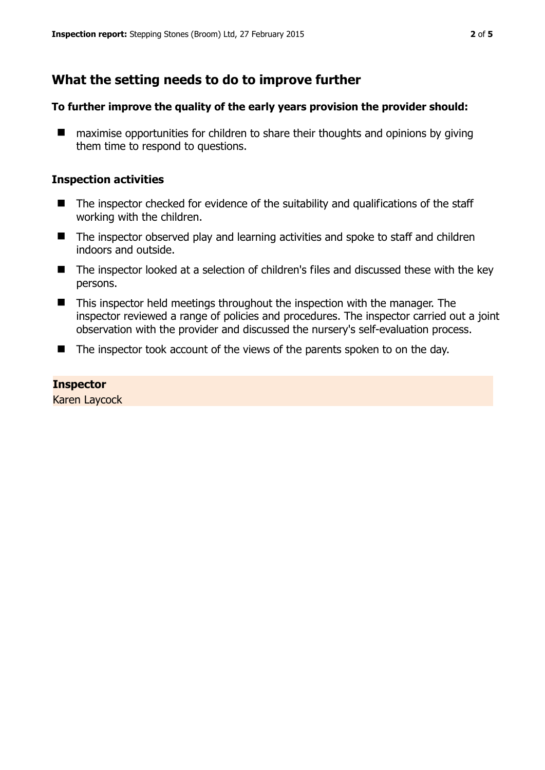## What the setting needs to do to improve further

**To further improve the quality of the early years provision the provider should:**

- maximise opportunities for children to share their thoughts and opinions by giving them time to respond to questions.

### Inspection activities

- The inspector checked for evidence of the suitability and qualifications of the staff working with the children.
- The inspector observed play and learning activities and spoke to staff and children indoors and outside.
- The inspector looked at a selection of children's files and discussed these with the key persons.
- This inspector held meetings throughout the inspection with the manager. The inspector reviewed a range of policies and procedures. The inspector carried out a joint observation with the provider and discussed the nursery's self-evaluation process.
- The inspector took account of the views of the parents spoken to on the day.

**Inspector**
Karen Laycock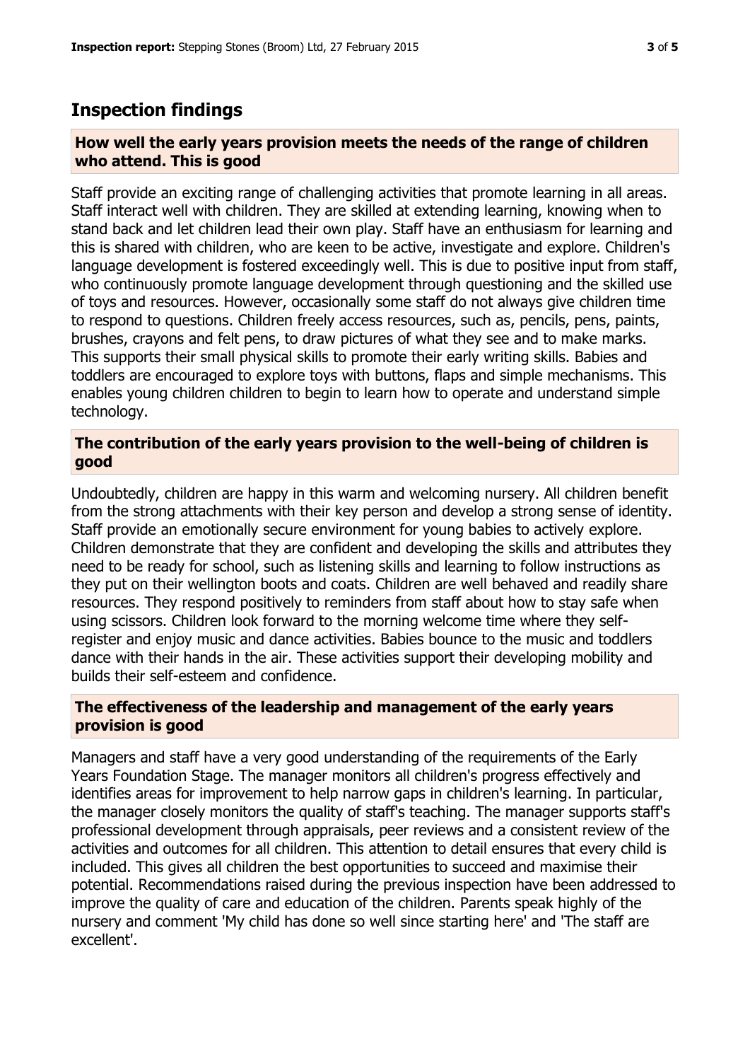## Inspection findings

### How well the early years provision meets the needs of the range of children who attend. This is good

Staff provide an exciting range of challenging activities that promote learning in all areas. Staff interact well with children. They are skilled at extending learning, knowing when to stand back and let children lead their own play. Staff have an enthusiasm for learning and this is shared with children, who are keen to be active, investigate and explore. Children's language development is fostered exceedingly well. This is due to positive input from staff, who continuously promote language development through questioning and the skilled use of toys and resources. However, occasionally some staff do not always give children time to respond to questions. Children freely access resources, such as, pencils, pens, paints, brushes, crayons and felt pens, to draw pictures of what they see and to make marks. This supports their small physical skills to promote their early writing skills. Babies and toddlers are encouraged to explore toys with buttons, flaps and simple mechanisms. This enables young children children to begin to learn how to operate and understand simple technology.

### The contribution of the early years provision to the well-being of children is good

Undoubtedly, children are happy in this warm and welcoming nursery. All children benefit from the strong attachments with their key person and develop a strong sense of identity. Staff provide an emotionally secure environment for young babies to actively explore. Children demonstrate that they are confident and developing the skills and attributes they need to be ready for school, such as listening skills and learning to follow instructions as they put on their wellington boots and coats. Children are well behaved and readily share resources. They respond positively to reminders from staff about how to stay safe when using scissors. Children look forward to the morning welcome time where they self-register and enjoy music and dance activities. Babies bounce to the music and toddlers dance with their hands in the air. These activities support their developing mobility and builds their self-esteem and confidence.

### The effectiveness of the leadership and management of the early years provision is good

Managers and staff have a very good understanding of the requirements of the Early Years Foundation Stage. The manager monitors all children's progress effectively and identifies areas for improvement to help narrow gaps in children's learning. In particular, the manager closely monitors the quality of staff's teaching. The manager supports staff's professional development through appraisals, peer reviews and a consistent review of the activities and outcomes for all children. This attention to detail ensures that every child is included. This gives all children the best opportunities to succeed and maximise their potential. Recommendations raised during the previous inspection have been addressed to improve the quality of care and education of the children. Parents speak highly of the nursery and comment 'My child has done so well since starting here' and 'The staff are excellent'.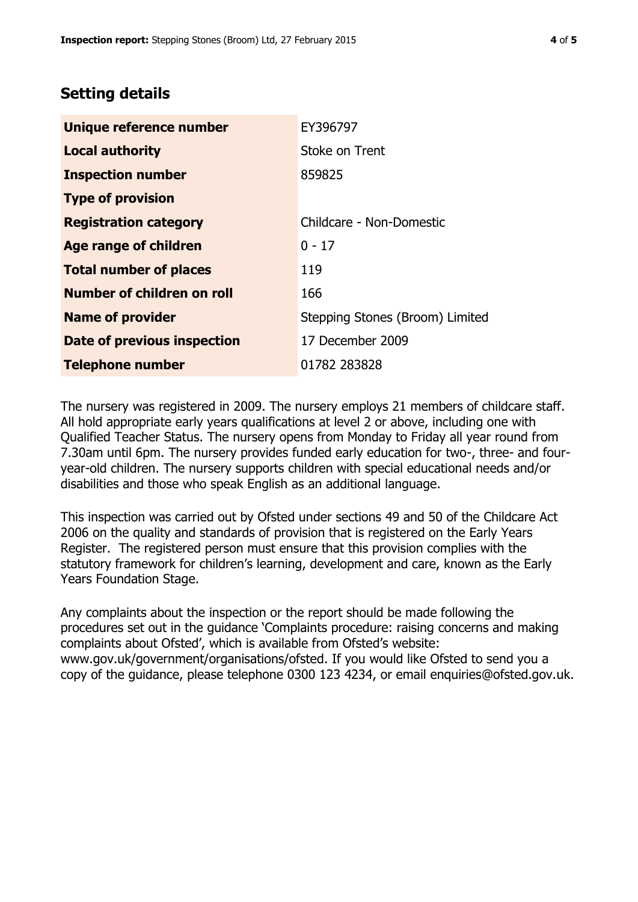## Setting details

| | |
|---|---|
| **Unique reference number** | EY396797 |
| **Local authority** | Stoke on Trent |
| **Inspection number** | 859825 |
| **Type of provision** | |
| **Registration category** | Childcare - Non-Domestic |
| **Age range of children** | 0 - 17 |
| **Total number of places** | 119 |
| **Number of children on roll** | 166 |
| **Name of provider** | Stepping Stones (Broom) Limited |
| **Date of previous inspection** | 17 December 2009 |
| **Telephone number** | 01782 283828 |

The nursery was registered in 2009. The nursery employs 21 members of childcare staff. All hold appropriate early years qualifications at level 2 or above, including one with Qualified Teacher Status. The nursery opens from Monday to Friday all year round from 7.30am until 6pm. The nursery provides funded early education for two-, three- and four-year-old children. The nursery supports children with special educational needs and/or disabilities and those who speak English as an additional language.

This inspection was carried out by Ofsted under sections 49 and 50 of the Childcare Act 2006 on the quality and standards of provision that is registered on the Early Years Register. The registered person must ensure that this provision complies with the statutory framework for children's learning, development and care, known as the Early Years Foundation Stage.

Any complaints about the inspection or the report should be made following the procedures set out in the guidance 'Complaints procedure: raising concerns and making complaints about Ofsted', which is available from Ofsted's website: www.gov.uk/government/organisations/ofsted. If you would like Ofsted to send you a copy of the guidance, please telephone 0300 123 4234, or email enquiries@ofsted.gov.uk.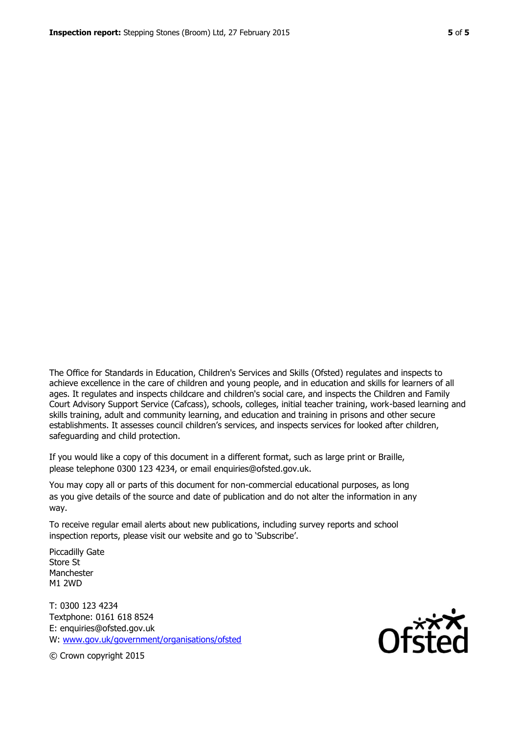The Office for Standards in Education, Children's Services and Skills (Ofsted) regulates and inspects to achieve excellence in the care of children and young people, and in education and skills for learners of all ages. It regulates and inspects childcare and children's social care, and inspects the Children and Family Court Advisory Support Service (Cafcass), schools, colleges, initial teacher training, work-based learning and skills training, adult and community learning, and education and training in prisons and other secure establishments. It assesses council children's services, and inspects services for looked after children, safeguarding and child protection.

If you would like a copy of this document in a different format, such as large print or Braille, please telephone 0300 123 4234, or email enquiries@ofsted.gov.uk.

You may copy all or parts of this document for non-commercial educational purposes, as long as you give details of the source and date of publication and do not alter the information in any way.

To receive regular email alerts about new publications, including survey reports and school inspection reports, please visit our website and go to 'Subscribe'.

Piccadilly Gate
Store St
Manchester
M1 2WD

T: 0300 123 4234
Textphone: 0161 618 8524
E: enquiries@ofsted.gov.uk
W: [www.gov.uk/government/organisations/ofsted](http://www.gov.uk/government/organisations/ofsted)

© Crown copyright 2015

Ofsted